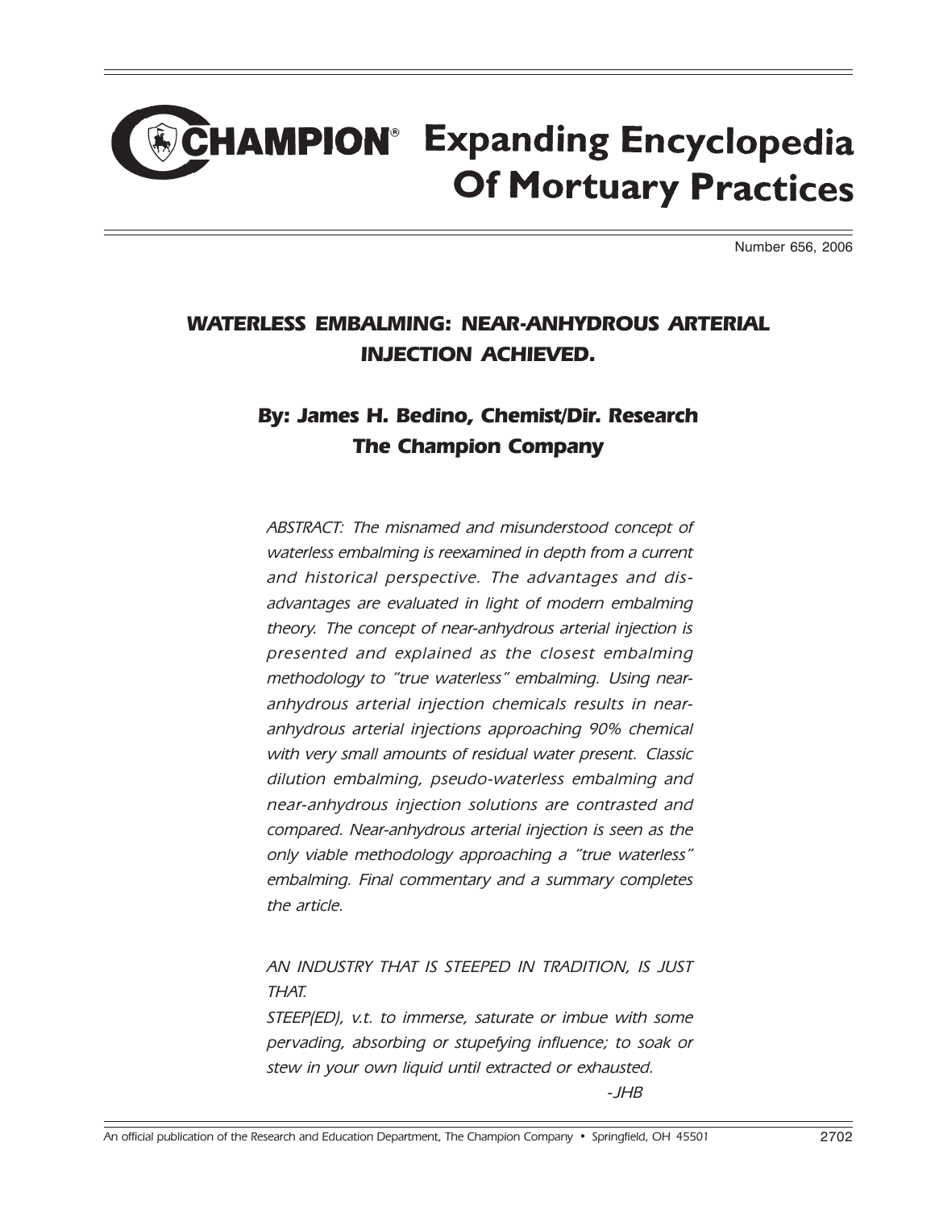# CHAMPION® Expanding Encyclopedia Of Mortuary Practices

Number 656, 2006

## *WATERLESS EMBALMING: NEAR-ANHYDROUS ARTERIAL INJECTION ACHIEVED.*

### *By: James H. Bedino, Chemist/Dir. Research The Champion Company*

*ABSTRACT: The misnamed and misunderstood concept of waterless embalming is reexamined in depth from a current and historical perspective. The advantages and disadvantages are evaluated in light of modern embalming theory. The concept of near-anhydrous arterial injection is presented and explained as the closest embalming methodology to "true waterless" embalming. Using near-anhydrous arterial injection chemicals results in near-anhydrous arterial injections approaching 90% chemical with very small amounts of residual water present. Classic dilution embalming, pseudo-waterless embalming and near-anhydrous injection solutions are contrasted and compared. Near-anhydrous arterial injection is seen as the only viable methodology approaching a "true waterless" embalming. Final commentary and a summary completes the article.*

*AN INDUSTRY THAT IS STEEPED IN TRADITION, IS JUST THAT.*

*STEEP(ED), v.t. to immerse, saturate or imbue with some pervading, absorbing or stupefying influence; to soak or stew in your own liquid until extracted or exhausted.*

*-JHB*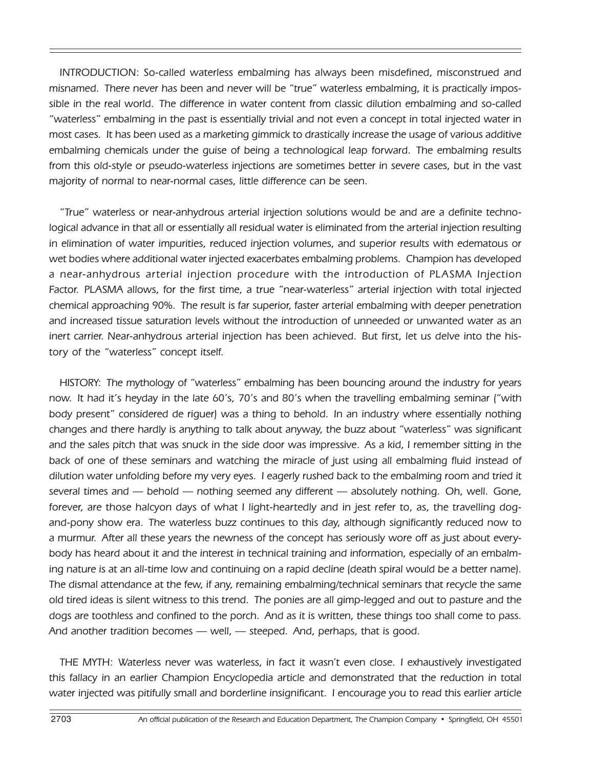*INTRODUCTION: So-called waterless embalming has always been misdefined, misconstrued and misnamed. There never has been and never will be "true" waterless embalming, it is practically impossible in the real world. The difference in water content from classic dilution embalming and so-called "waterless" embalming in the past is essentially trivial and not even a concept in total injected water in most cases. It has been used as a marketing gimmick to drastically increase the usage of various additive embalming chemicals under the guise of being a technological leap forward. The embalming results from this old-style or pseudo-waterless injections are sometimes better in severe cases, but in the vast majority of normal to near-normal cases, little difference can be seen.*

*"True" waterless or near-anhydrous arterial injection solutions would be and are a definite technological advance in that all or essentially all residual water is eliminated from the arterial injection resulting in elimination of water impurities, reduced injection volumes, and superior results with edematous or wet bodies where additional water injected exacerbates embalming problems. Champion has developed a near-anhydrous arterial injection procedure with the introduction of PLASMA Injection Factor. PLASMA allows, for the first time, a true "near-waterless" arterial injection with total injected chemical approaching 90%. The result is far superior, faster arterial embalming with deeper penetration and increased tissue saturation levels without the introduction of unneeded or unwanted water as an inert carrier. Near-anhydrous arterial injection has been achieved. But first, let us delve into the history of the "waterless" concept itself.*

*HISTORY: The mythology of "waterless" embalming has been bouncing around the industry for years now. It had it's heyday in the late 60's, 70's and 80's when the travelling embalming seminar ("with body present" considered de riguer) was a thing to behold. In an industry where essentially nothing changes and there hardly is anything to talk about anyway, the buzz about "waterless" was significant and the sales pitch that was snuck in the side door was impressive. As a kid, I remember sitting in the back of one of these seminars and watching the miracle of just using all embalming fluid instead of dilution water unfolding before my very eyes. I eagerly rushed back to the embalming room and tried it several times and — behold — nothing seemed any different — absolutely nothing. Oh, well. Gone, forever, are those halcyon days of what I light-heartedly and in jest refer to, as, the travelling dog-and-pony show era. The waterless buzz continues to this day, although significantly reduced now to a murmur. After all these years the newness of the concept has seriously wore off as just about everybody has heard about it and the interest in technical training and information, especially of an embalming nature is at an all-time low and continuing on a rapid decline (death spiral would be a better name). The dismal attendance at the few, if any, remaining embalming/technical seminars that recycle the same old tired ideas is silent witness to this trend. The ponies are all gimp-legged and out to pasture and the dogs are toothless and confined to the porch. And as it is written, these things too shall come to pass. And another tradition becomes — well, — steeped. And, perhaps, that is good.*

*THE MYTH: Waterless never was waterless, in fact it wasn't even close. I exhaustively investigated this fallacy in an earlier Champion Encyclopedia article and demonstrated that the reduction in total water injected was pitifully small and borderline insignificant. I encourage you to read this earlier article*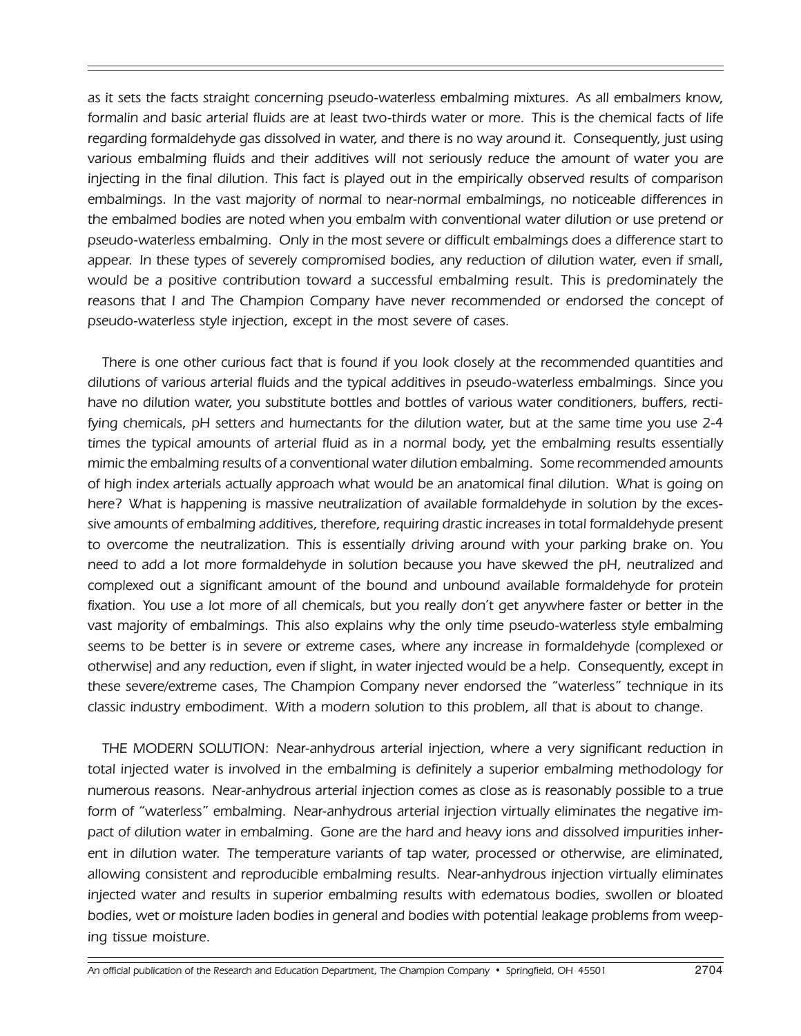*as it sets the facts straight concerning pseudo-waterless embalming mixtures. As all embalmers know, formalin and basic arterial fluids are at least two-thirds water or more. This is the chemical facts of life regarding formaldehyde gas dissolved in water, and there is no way around it. Consequently, just using various embalming fluids and their additives will not seriously reduce the amount of water you are injecting in the final dilution. This fact is played out in the empirically observed results of comparison embalmings. In the vast majority of normal to near-normal embalmings, no noticeable differences in the embalmed bodies are noted when you embalm with conventional water dilution or use pretend or pseudo-waterless embalming. Only in the most severe or difficult embalmings does a difference start to appear. In these types of severely compromised bodies, any reduction of dilution water, even if small, would be a positive contribution toward a successful embalming result. This is predominately the reasons that I and The Champion Company have never recommended or endorsed the concept of pseudo-waterless style injection, except in the most severe of cases.*

*There is one other curious fact that is found if you look closely at the recommended quantities and dilutions of various arterial fluids and the typical additives in pseudo-waterless embalmings. Since you have no dilution water, you substitute bottles and bottles of various water conditioners, buffers, rectifying chemicals, pH setters and humectants for the dilution water, but at the same time you use 2-4 times the typical amounts of arterial fluid as in a normal body, yet the embalming results essentially mimic the embalming results of a conventional water dilution embalming. Some recommended amounts of high index arterials actually approach what would be an anatomical final dilution. What is going on here? What is happening is massive neutralization of available formaldehyde in solution by the excessive amounts of embalming additives, therefore, requiring drastic increases in total formaldehyde present to overcome the neutralization. This is essentially driving around with your parking brake on. You need to add a lot more formaldehyde in solution because you have skewed the pH, neutralized and complexed out a significant amount of the bound and unbound available formaldehyde for protein fixation. You use a lot more of all chemicals, but you really don't get anywhere faster or better in the vast majority of embalmings. This also explains why the only time pseudo-waterless style embalming seems to be better is in severe or extreme cases, where any increase in formaldehyde (complexed or otherwise) and any reduction, even if slight, in water injected would be a help. Consequently, except in these severe/extreme cases, The Champion Company never endorsed the "waterless" technique in its classic industry embodiment. With a modern solution to this problem, all that is about to change.*

*THE MODERN SOLUTION: Near-anhydrous arterial injection, where a very significant reduction in total injected water is involved in the embalming is definitely a superior embalming methodology for numerous reasons. Near-anhydrous arterial injection comes as close as is reasonably possible to a true form of "waterless" embalming. Near-anhydrous arterial injection virtually eliminates the negative impact of dilution water in embalming. Gone are the hard and heavy ions and dissolved impurities inherent in dilution water. The temperature variants of tap water, processed or otherwise, are eliminated, allowing consistent and reproducible embalming results. Near-anhydrous injection virtually eliminates injected water and results in superior embalming results with edematous bodies, swollen or bloated bodies, wet or moisture laden bodies in general and bodies with potential leakage problems from weeping tissue moisture.*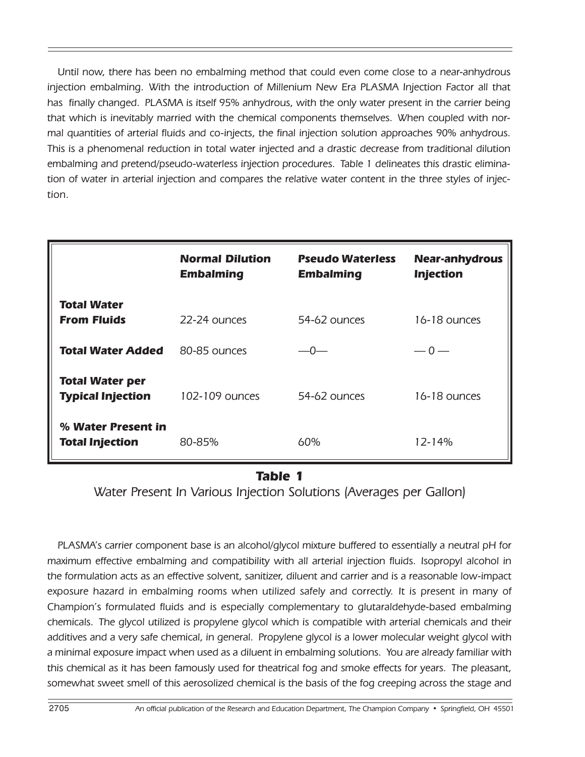*Until now, there has been no embalming method that could even come close to a near-anhydrous injection embalming. With the introduction of Millenium New Era PLASMA Injection Factor all that has finally changed. PLASMA is itself 95% anhydrous, with the only water present in the carrier being that which is inevitably married with the chemical components themselves. When coupled with normal quantities of arterial fluids and co-injects, the final injection solution approaches 90% anhydrous. This is a phenomenal reduction in total water injected and a drastic decrease from traditional dilution embalming and pretend/pseudo-waterless injection procedures. Table 1 delineates this drastic elimination of water in arterial injection and compares the relative water content in the three styles of injection.*

| | **Normal Dilution Embalming** | **Pseudo Waterless Embalming** | **Near-anhydrous Injection** |
|---|---|---|---|
| **Total Water From Fluids** | 22-24 ounces | 54-62 ounces | 16-18 ounces |
| **Total Water Added** | 80-85 ounces | —0— | — 0 — |
| **Total Water per Typical Injection** | 102-109 ounces | 54-62 ounces | 16-18 ounces |
| **% Water Present in Total Injection** | 80-85% | 60% | 12-14% |

**Table 1**

*Water Present In Various Injection Solutions (Averages per Gallon)*

*PLASMA's carrier component base is an alcohol/glycol mixture buffered to essentially a neutral pH for maximum effective embalming and compatibility with all arterial injection fluids. Isopropyl alcohol in the formulation acts as an effective solvent, sanitizer, diluent and carrier and is a reasonable low-impact exposure hazard in embalming rooms when utilized safely and correctly. It is present in many of Champion's formulated fluids and is especially complementary to glutaraldehyde-based embalming chemicals. The glycol utilized is propylene glycol which is compatible with arterial chemicals and their additives and a very safe chemical, in general. Propylene glycol is a lower molecular weight glycol with a minimal exposure impact when used as a diluent in embalming solutions. You are already familiar with this chemical as it has been famously used for theatrical fog and smoke effects for years. The pleasant, somewhat sweet smell of this aerosolized chemical is the basis of the fog creeping across the stage and*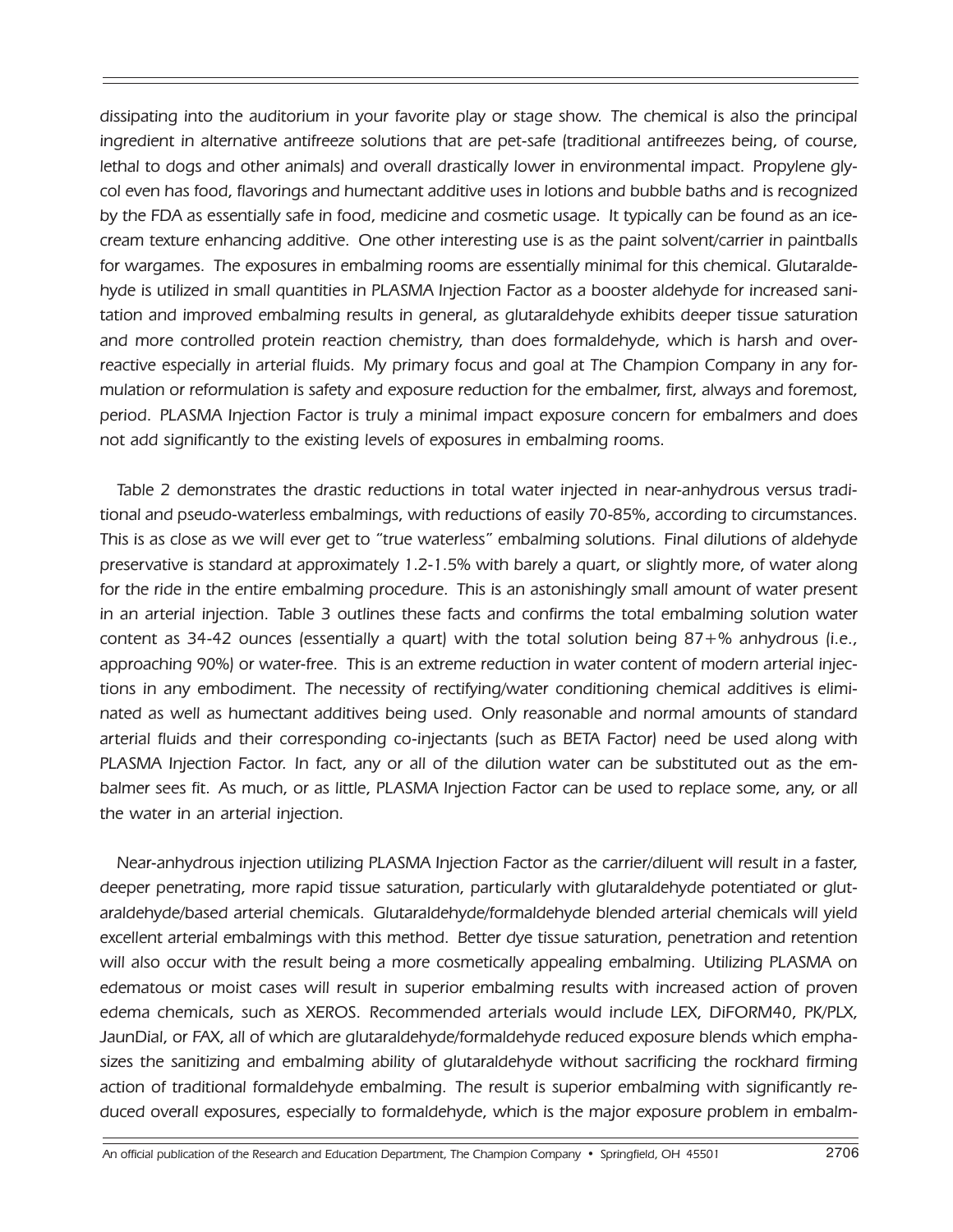*dissipating into the auditorium in your favorite play or stage show. The chemical is also the principal ingredient in alternative antifreeze solutions that are pet-safe (traditional antifreezes being, of course, lethal to dogs and other animals) and overall drastically lower in environmental impact. Propylene glycol even has food, flavorings and humectant additive uses in lotions and bubble baths and is recognized by the FDA as essentially safe in food, medicine and cosmetic usage. It typically can be found as an ice-cream texture enhancing additive. One other interesting use is as the paint solvent/carrier in paintballs for wargames. The exposures in embalming rooms are essentially minimal for this chemical. Glutaraldehyde is utilized in small quantities in PLASMA Injection Factor as a booster aldehyde for increased sanitation and improved embalming results in general, as glutaraldehyde exhibits deeper tissue saturation and more controlled protein reaction chemistry, than does formaldehyde, which is harsh and over-reactive especially in arterial fluids. My primary focus and goal at The Champion Company in any formulation or reformulation is safety and exposure reduction for the embalmer, first, always and foremost, period. PLASMA Injection Factor is truly a minimal impact exposure concern for embalmers and does not add significantly to the existing levels of exposures in embalming rooms.*

*Table 2 demonstrates the drastic reductions in total water injected in near-anhydrous versus traditional and pseudo-waterless embalmings, with reductions of easily 70-85%, according to circumstances. This is as close as we will ever get to "true waterless" embalming solutions. Final dilutions of aldehyde preservative is standard at approximately 1.2-1.5% with barely a quart, or slightly more, of water along for the ride in the entire embalming procedure. This is an astonishingly small amount of water present in an arterial injection. Table 3 outlines these facts and confirms the total embalming solution water content as 34-42 ounces (essentially a quart) with the total solution being 87+% anhydrous (i.e., approaching 90%) or water-free. This is an extreme reduction in water content of modern arterial injections in any embodiment. The necessity of rectifying/water conditioning chemical additives is eliminated as well as humectant additives being used. Only reasonable and normal amounts of standard arterial fluids and their corresponding co-injectants (such as BETA Factor) need be used along with PLASMA Injection Factor. In fact, any or all of the dilution water can be substituted out as the embalmer sees fit. As much, or as little, PLASMA Injection Factor can be used to replace some, any, or all the water in an arterial injection.*

*Near-anhydrous injection utilizing PLASMA Injection Factor as the carrier/diluent will result in a faster, deeper penetrating, more rapid tissue saturation, particularly with glutaraldehyde potentiated or glutaraldehyde/based arterial chemicals. Glutaraldehyde/formaldehyde blended arterial chemicals will yield excellent arterial embalmings with this method. Better dye tissue saturation, penetration and retention will also occur with the result being a more cosmetically appealing embalming. Utilizing PLASMA on edematous or moist cases will result in superior embalming results with increased action of proven edema chemicals, such as XEROS. Recommended arterials would include LEX, DiFORM40, PK/PLX, JaunDial, or FAX, all of which are glutaraldehyde/formaldehyde reduced exposure blends which emphasizes the sanitizing and embalming ability of glutaraldehyde without sacrificing the rockhard firming action of traditional formaldehyde embalming. The result is superior embalming with significantly reduced overall exposures, especially to formaldehyde, which is the major exposure problem in embalm-*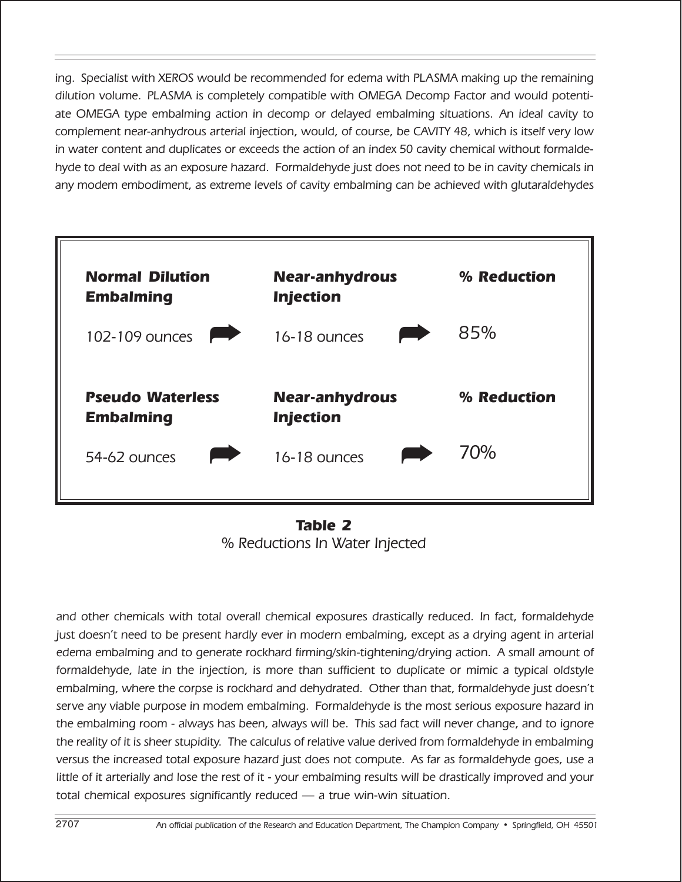*ing. Specialist with XEROS would be recommended for edema with PLASMA making up the remaining dilution volume. PLASMA is completely compatible with OMEGA Decomp Factor and would potentiate OMEGA type embalming action in decomp or delayed embalming situations. An ideal cavity to complement near-anhydrous arterial injection, would, of course, be CAVITY 48, which is itself very low in water content and duplicates or exceeds the action of an index 50 cavity chemical without formaldehyde to deal with as an exposure hazard. Formaldehyde just does not need to be in cavity chemicals in any modem embodiment, as extreme levels of cavity embalming can be achieved with glutaraldehydes*

| Normal Dilution Embalming | Near-anhydrous Injection | % Reduction |
|---|---|---|
| 102-109 ounces ➡ | 16-18 ounces ➡ | 85% |
| **Pseudo Waterless Embalming** | **Near-anhydrous Injection** | **% Reduction** |
| 54-62 ounces ➡ | 16-18 ounces ➡ | 70% |

**Table 2**
% Reductions In Water Injected

and other chemicals with total overall chemical exposures drastically reduced. In fact, formaldehyde just doesn't need to be present hardly ever in modern embalming, except as a drying agent in arterial edema embalming and to generate rockhard firming/skin-tightening/drying action. A small amount of formaldehyde, late in the injection, is more than sufficient to duplicate or mimic a typical oldstyle embalming, where the corpse is rockhard and dehydrated. Other than that, formaldehyde just doesn't serve any viable purpose in modem embalming. Formaldehyde is the most serious exposure hazard in the embalming room - always has been, always will be. This sad fact will never change, and to ignore the reality of it is sheer stupidity. The calculus of relative value derived from formaldehyde in embalming versus the increased total exposure hazard just does not compute. As far as formaldehyde goes, use a little of it arterially and lose the rest of it - your embalming results will be drastically improved and your total chemical exposures significantly reduced — a true win-win situation.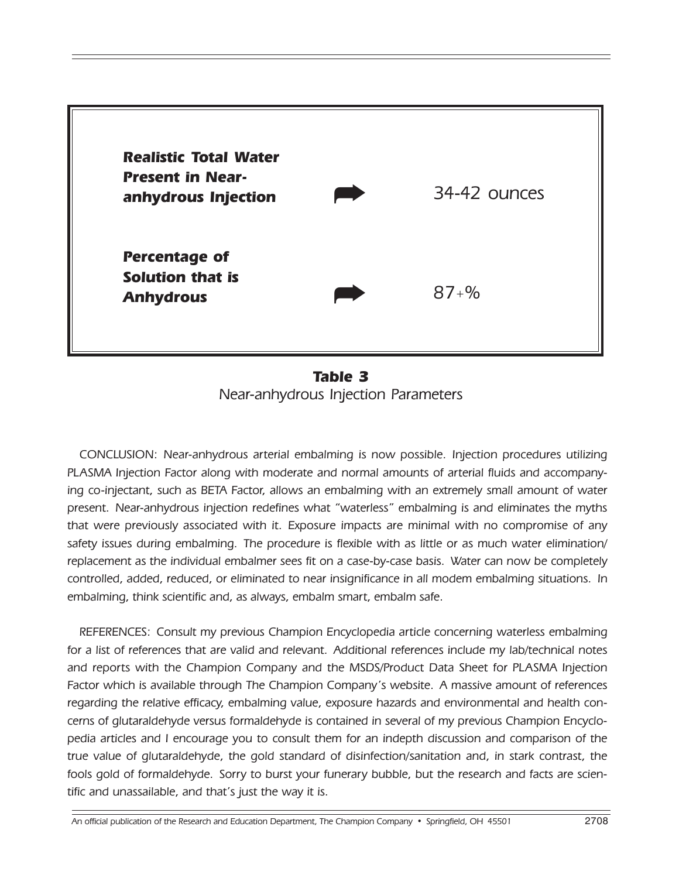| | | |
|---|---|---|
| ***Realistic Total Water Present in Near-anhydrous Injection*** | ➡ | 34-42 ounces |
| ***Percentage of Solution that is Anhydrous*** | ➡ | 87+% |

***Table 3***
*Near-anhydrous Injection Parameters*

*CONCLUSION: Near-anhydrous arterial embalming is now possible. Injection procedures utilizing PLASMA Injection Factor along with moderate and normal amounts of arterial fluids and accompanying co-injectant, such as BETA Factor, allows an embalming with an extremely small amount of water present. Near-anhydrous injection redefines what "waterless" embalming is and eliminates the myths that were previously associated with it. Exposure impacts are minimal with no compromise of any safety issues during embalming. The procedure is flexible with as little or as much water elimination/replacement as the individual embalmer sees fit on a case-by-case basis. Water can now be completely controlled, added, reduced, or eliminated to near insignificance in all modem embalming situations. In embalming, think scientific and, as always, embalm smart, embalm safe.*

*REFERENCES: Consult my previous Champion Encyclopedia article concerning waterless embalming for a list of references that are valid and relevant. Additional references include my lab/technical notes and reports with the Champion Company and the MSDS/Product Data Sheet for PLASMA Injection Factor which is available through The Champion Company's website. A massive amount of references regarding the relative efficacy, embalming value, exposure hazards and environmental and health concerns of glutaraldehyde versus formaldehyde is contained in several of my previous Champion Encyclopedia articles and I encourage you to consult them for an indepth discussion and comparison of the true value of glutaraldehyde, the gold standard of disinfection/sanitation and, in stark contrast, the fools gold of formaldehyde. Sorry to burst your funerary bubble, but the research and facts are scientific and unassailable, and that's just the way it is.*